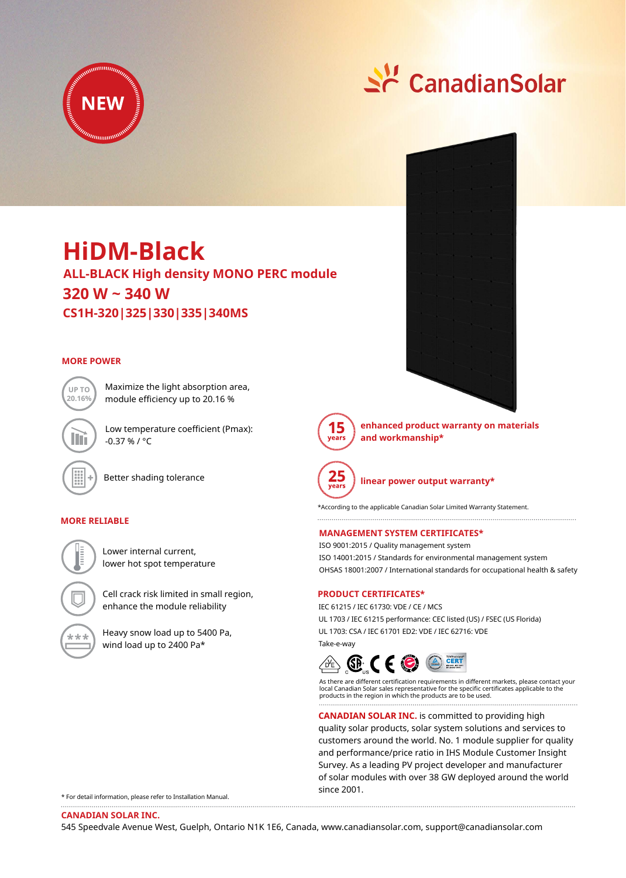NEW

CanadianSolar

# HiDM-Black

## ALL-BLACK High density MONO PERC module

## 320 W ~ 340 W

### CS1H-320|325|330|335|340MS

### MORE POWER

UP TO 20.16%

Maximize the light absorption area, module efficiency up to 20.16 %

Low temperature coefficient (Pmax): -0.37 % / °C

Better shading tolerance

### MORE RELIABLE

Lower internal current, lower hot spot temperature

Cell crack risk limited in small region, enhance the module reliability

Heavy snow load up to 5400 Pa, wind load up to 2400 Pa*

**15 years** enhanced product warranty on materials and workmanship*

**25 years** linear power output warranty*

*According to the applicable Canadian Solar Limited Warranty Statement.

### MANAGEMENT SYSTEM CERTIFICATES*

ISO 9001:2015 / Quality management system
ISO 14001:2015 / Standards for environmental management system
OHSAS 18001:2007 / International standards for occupational health & safety

### PRODUCT CERTIFICATES*

IEC 61215 / IEC 61730: VDE / CE / MCS
UL 1703 / IEC 61215 performance: CEC listed (US) / FSEC (US Florida)
UL 1703: CSA / IEC 61701 ED2: VDE / IEC 62716: VDE
Take-e-way

As there are different certification requirements in different markets, please contact your local Canadian Solar sales representative for the specific certificates applicable to the products in the region in which the products are to be used.

**CANADIAN SOLAR INC.** is committed to providing high quality solar products, solar system solutions and services to customers around the world. No. 1 module supplier for quality and performance/price ratio in IHS Module Customer Insight Survey. As a leading PV project developer and manufacturer of solar modules with over 38 GW deployed around the world since 2001.

\* For detail information, please refer to Installation Manual.

**CANADIAN SOLAR INC.**
545 Speedvale Avenue West, Guelph, Ontario N1K 1E6, Canada, www.canadiansolar.com, support@canadiansolar.com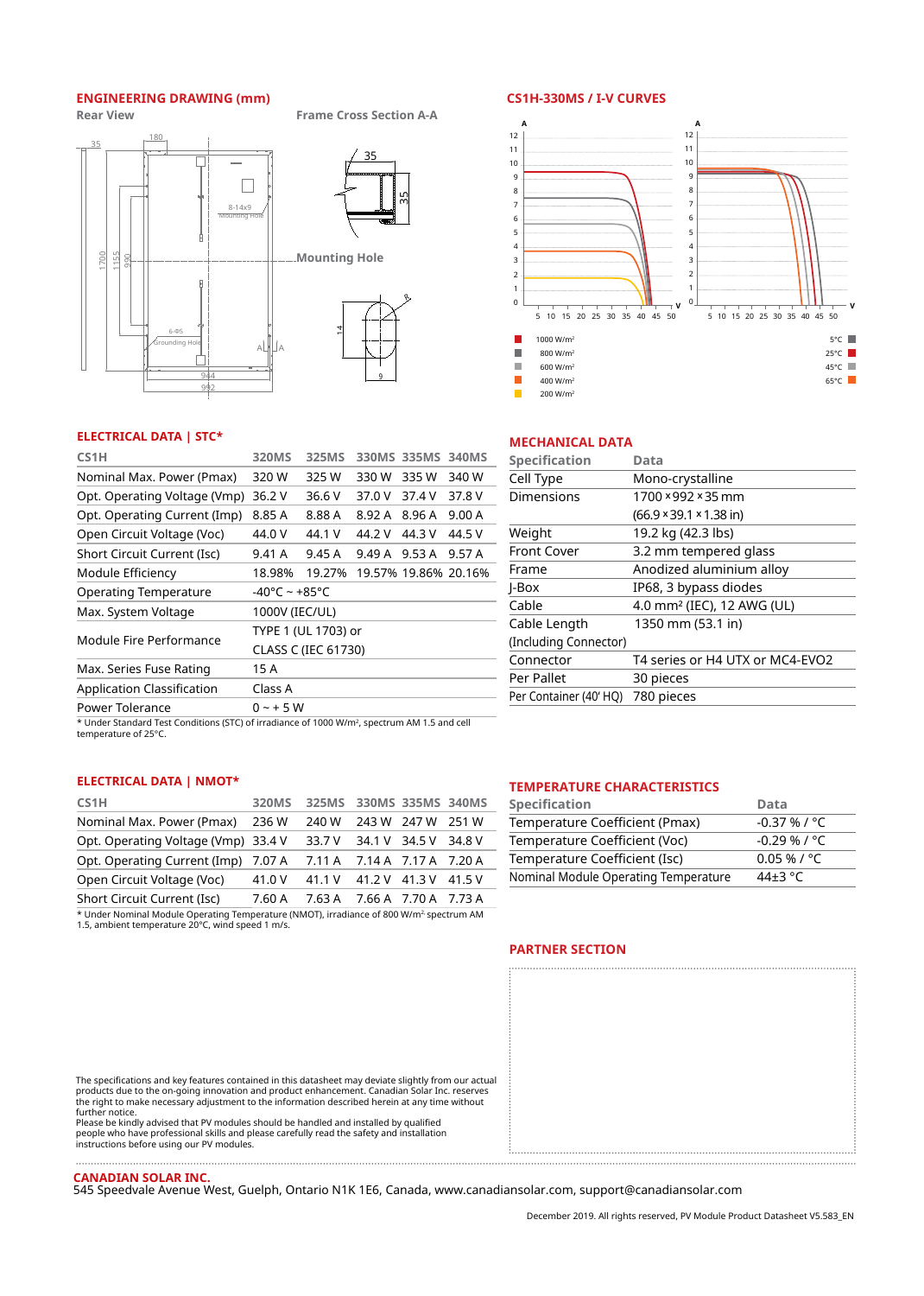## ENGINEERING DRAWING (mm)

Rear View

Frame Cross Section A-A

35

180

8-14x9
Mounting Hole

1700
1155
990

6-Φ5
Grounding Hole

A A

944
992

35
35

Mounting Hole

14
9

## CS1H-330MS / I-V CURVES

A

12
11
10
9
8
7
6
5
4
3
2
1
0

5 10 15 20 25 30 35 40 45 50 V

1000 W/m²
800 W/m²
600 W/m²
400 W/m²
200 W/m²

5°C
25°C
45°C
65°C

## ELECTRICAL DATA | STC*

| CS1H | 320MS | 325MS | 330MS | 335MS | 340MS |
|---|---|---|---|---|---|
| Nominal Max. Power (Pmax) | 320 W | 325 W | 330 W | 335 W | 340 W |
| Opt. Operating Voltage (Vmp) | 36.2 V | 36.6 V | 37.0 V | 37.4 V | 37.8 V |
| Opt. Operating Current (Imp) | 8.85 A | 8.88 A | 8.92 A | 8.96 A | 9.00 A |
| Open Circuit Voltage (Voc) | 44.0 V | 44.1 V | 44.2 V | 44.3 V | 44.5 V |
| Short Circuit Current (Isc) | 9.41 A | 9.45 A | 9.49 A | 9.53 A | 9.57 A |
| Module Efficiency | 18.98% | 19.27% | 19.57% | 19.86% | 20.16% |
| Operating Temperature | -40°C ~ +85°C | | | | |
| Max. System Voltage | 1000V (IEC/UL) | | | | |
| Module Fire Performance | TYPE 1 (UL 1703) or CLASS C (IEC 61730) | | | | |
| Max. Series Fuse Rating | 15 A | | | | |
| Application Classification | Class A | | | | |
| Power Tolerance | 0 ~ + 5 W | | | | |

* Under Standard Test Conditions (STC) of irradiance of 1000 W/m², spectrum AM 1.5 and cell temperature of 25°C.

## MECHANICAL DATA

| Specification | Data |
|---|---|
| Cell Type | Mono-crystalline |
| Dimensions | 1700 × 992 × 35 mm (66.9 × 39.1 × 1.38 in) |
| Weight | 19.2 kg (42.3 lbs) |
| Front Cover | 3.2 mm tempered glass |
| Frame | Anodized aluminium alloy |
| J-Box | IP68, 3 bypass diodes |
| Cable | 4.0 mm² (IEC), 12 AWG (UL) |
| Cable Length (Including Connector) | 1350 mm (53.1 in) |
| Connector | T4 series or H4 UTX or MC4-EVO2 |
| Per Pallet | 30 pieces |
| Per Container (40' HQ) | 780 pieces |

## ELECTRICAL DATA | NMOT*

| CS1H | 320MS | 325MS | 330MS | 335MS | 340MS |
|---|---|---|---|---|---|
| Nominal Max. Power (Pmax) | 236 W | 240 W | 243 W | 247 W | 251 W |
| Opt. Operating Voltage (Vmp) | 33.4 V | 33.7 V | 34.1 V | 34.5 V | 34.8 V |
| Opt. Operating Current (Imp) | 7.07 A | 7.11 A | 7.14 A | 7.17 A | 7.20 A |
| Open Circuit Voltage (Voc) | 41.0 V | 41.1 V | 41.2 V | 41.3 V | 41.5 V |
| Short Circuit Current (Isc) | 7.60 A | 7.63 A | 7.66 A | 7.70 A | 7.73 A |

* Under Nominal Module Operating Temperature (NMOT), irradiance of 800 W/m² spectrum AM 1.5, ambient temperature 20°C, wind speed 1 m/s.

## TEMPERATURE CHARACTERISTICS

| Specification | Data |
|---|---|
| Temperature Coefficient (Pmax) | -0.37 % / °C |
| Temperature Coefficient (Voc) | -0.29 % / °C |
| Temperature Coefficient (Isc) | 0.05 % / °C |
| Nominal Module Operating Temperature | 44±3 °C |

## PARTNER SECTION

The specifications and key features contained in this datasheet may deviate slightly from our actual products due to the on-going innovation and product enhancement. Canadian Solar Inc. reserves the right to make necessary adjustment to the information described herein at any time without further notice.
Please be kindly advised that PV modules should be handled and installed by qualified people who have professional skills and please carefully read the safety and installation instructions before using our PV modules.

**CANADIAN SOLAR INC.**
545 Speedvale Avenue West, Guelph, Ontario N1K 1E6, Canada, www.canadiansolar.com, support@canadiansolar.com

December 2019. All rights reserved, PV Module Product Datasheet V5.583_EN